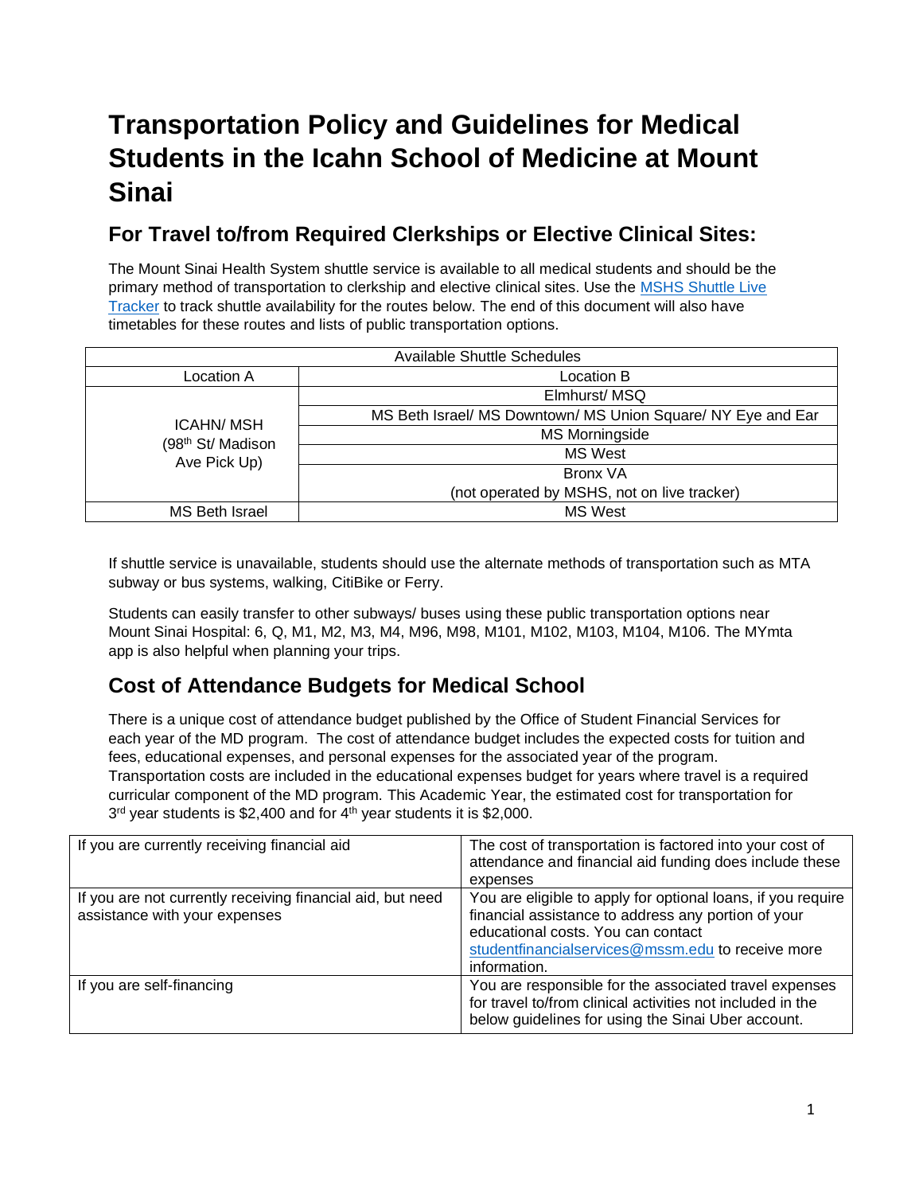# Transportation Policy and Guidelines for Medical Students in the Icahn School of Medicine at Mount Sinai

## For Travel to/from Required Clerkships or Elective Clinical Sites:

The Mount Sinai Health System shuttle service is available to all medical students and should be the primary method of transportation to clerkship and elective clinical sites. Use the [MSHS Shuttle Live Tracker]() to track shuttle availability for the routes below. The end of this document will also have timetables for these routes and lists of public transportation options.

| Available Shuttle Schedules | |
|---|---|
| Location A | Location B |
| ICAHN/ MSH (98th St/ Madison Ave Pick Up) | Elmhurst/ MSQ |
| | MS Beth Israel/ MS Downtown/ MS Union Square/ NY Eye and Ear |
| | MS Morningside |
| | MS West |
| | Bronx VA (not operated by MSHS, not on live tracker) |
| MS Beth Israel | MS West |

If shuttle service is unavailable, students should use the alternate methods of transportation such as MTA subway or bus systems, walking, CitiBike or Ferry.

Students can easily transfer to other subways/ buses using these public transportation options near Mount Sinai Hospital: 6, Q, M1, M2, M3, M4, M96, M98, M101, M102, M103, M104, M106. The MYmta app is also helpful when planning your trips.

## Cost of Attendance Budgets for Medical School

There is a unique cost of attendance budget published by the Office of Student Financial Services for each year of the MD program. The cost of attendance budget includes the expected costs for tuition and fees, educational expenses, and personal expenses for the associated year of the program. Transportation costs are included in the educational expenses budget for years where travel is a required curricular component of the MD program. This Academic Year, the estimated cost for transportation for 3rd year students is $2,400 and for 4th year students it is $2,000.

| | |
|---|---|
| If you are currently receiving financial aid | The cost of transportation is factored into your cost of attendance and financial aid funding does include these expenses |
| If you are not currently receiving financial aid, but need assistance with your expenses | You are eligible to apply for optional loans, if you require financial assistance to address any portion of your educational costs. You can contact studentfinancialservices@mssm.edu to receive more information. |
| If you are self-financing | You are responsible for the associated travel expenses for travel to/from clinical activities not included in the below guidelines for using the Sinai Uber account. |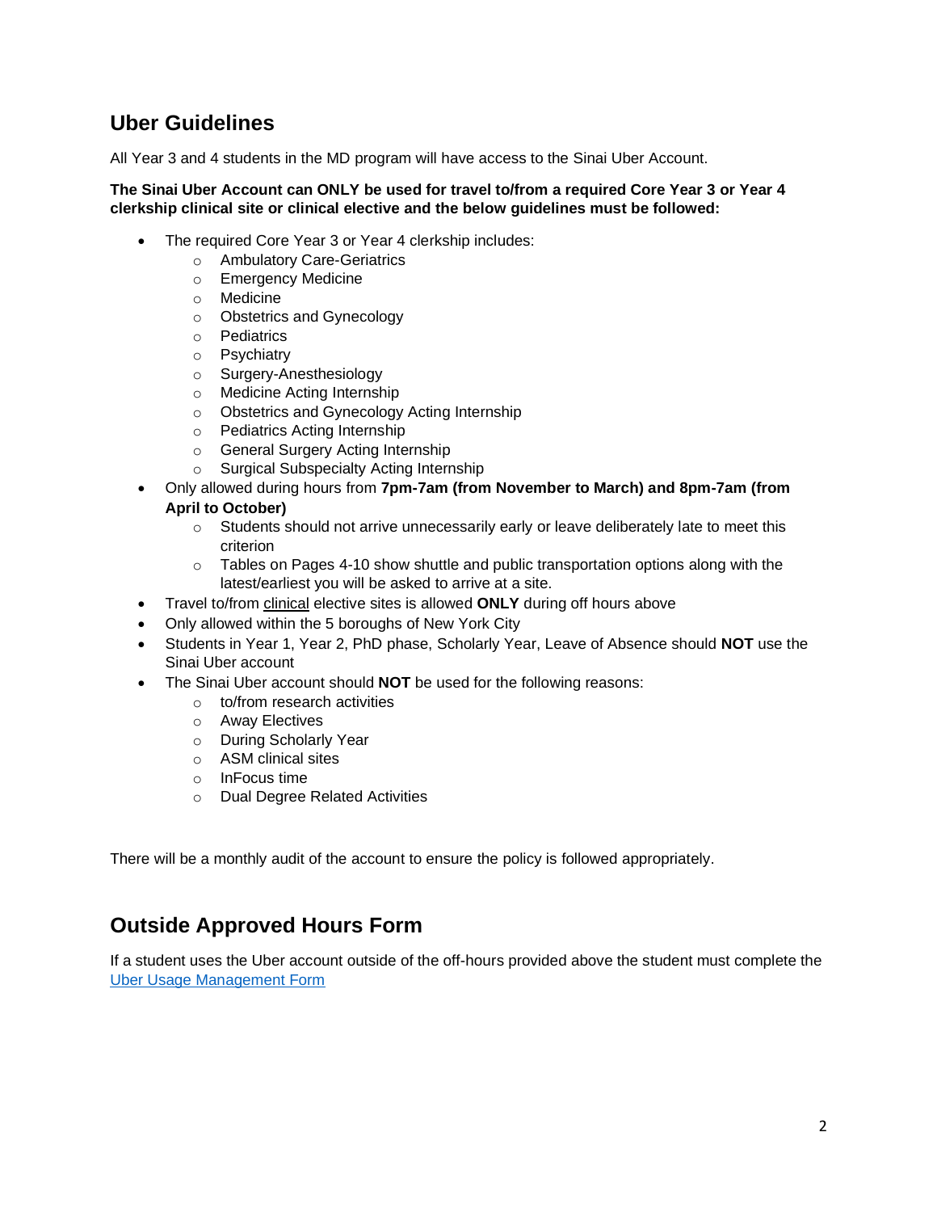## Uber Guidelines

All Year 3 and 4 students in the MD program will have access to the Sinai Uber Account.

**The Sinai Uber Account can ONLY be used for travel to/from a required Core Year 3 or Year 4 clerkship clinical site or clinical elective and the below guidelines must be followed:**

- The required Core Year 3 or Year 4 clerkship includes:
  - Ambulatory Care-Geriatrics
  - Emergency Medicine
  - Medicine
  - Obstetrics and Gynecology
  - Pediatrics
  - Psychiatry
  - Surgery-Anesthesiology
  - Medicine Acting Internship
  - Obstetrics and Gynecology Acting Internship
  - Pediatrics Acting Internship
  - General Surgery Acting Internship
  - Surgical Subspecialty Acting Internship
- Only allowed during hours from **7pm-7am (from November to March) and 8pm-7am (from April to October)**
  - Students should not arrive unnecessarily early or leave deliberately late to meet this criterion
  - Tables on Pages 4-10 show shuttle and public transportation options along with the latest/earliest you will be asked to arrive at a site.
- Travel to/from clinical elective sites is allowed **ONLY** during off hours above
- Only allowed within the 5 boroughs of New York City
- Students in Year 1, Year 2, PhD phase, Scholarly Year, Leave of Absence should **NOT** use the Sinai Uber account
- The Sinai Uber account should **NOT** be used for the following reasons:
  - to/from research activities
  - Away Electives
  - During Scholarly Year
  - ASM clinical sites
  - InFocus time
  - Dual Degree Related Activities

There will be a monthly audit of the account to ensure the policy is followed appropriately.

## Outside Approved Hours Form

If a student uses the Uber account outside of the off-hours provided above the student must complete the [Uber Usage Management Form]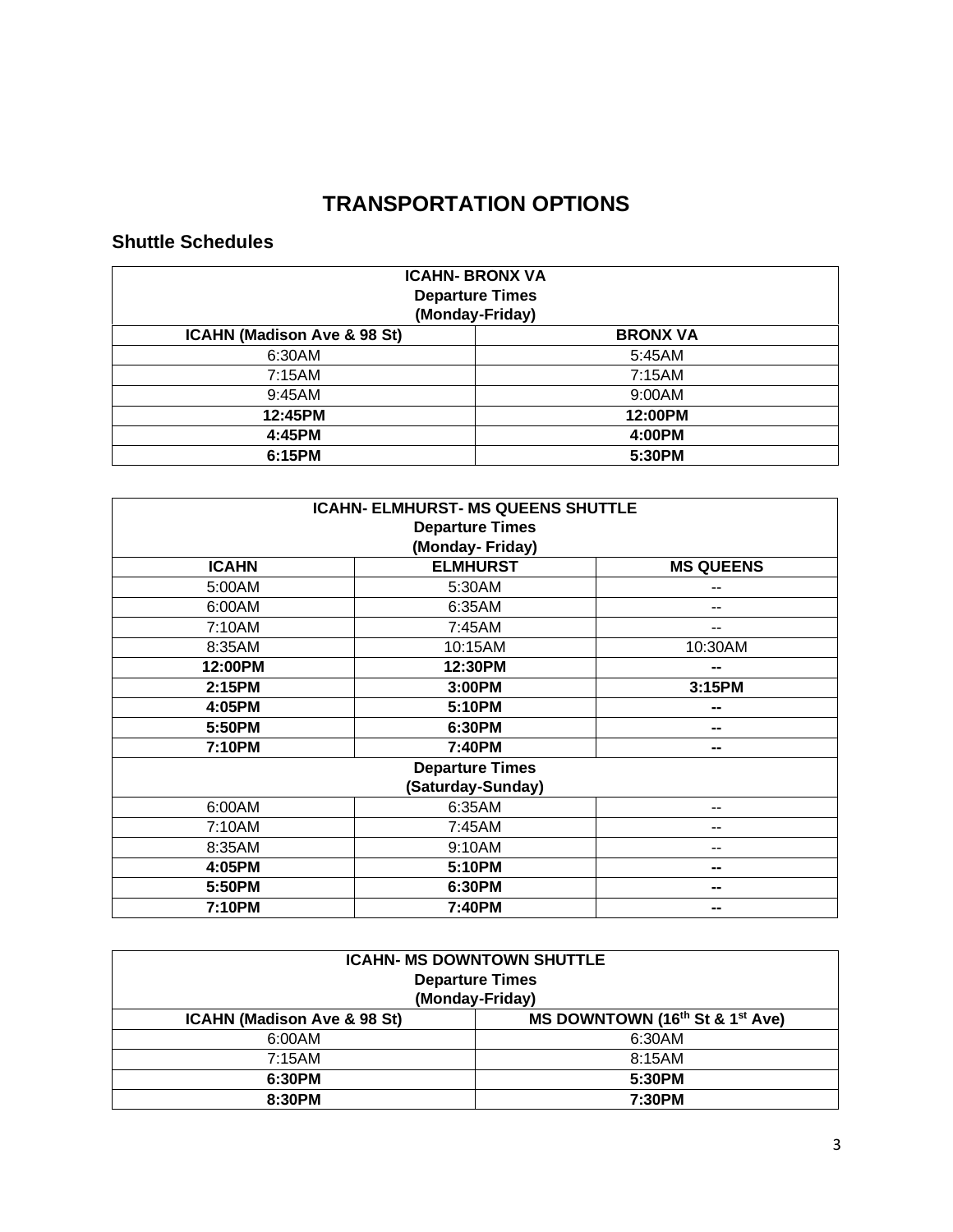# TRANSPORTATION OPTIONS

## Shuttle Schedules

| ICAHN- BRONX VA<br>Departure Times<br>(Monday-Friday) | |
|---|---|
| **ICAHN (Madison Ave & 98 St)** | **BRONX VA** |
| 6:30AM | 5:45AM |
| 7:15AM | 7:15AM |
| 9:45AM | 9:00AM |
| **12:45PM** | **12:00PM** |
| **4:45PM** | **4:00PM** |
| **6:15PM** | **5:30PM** |

| ICAHN- ELMHURST- MS QUEENS SHUTTLE<br>Departure Times<br>(Monday- Friday) | | |
|---|---|---|
| **ICAHN** | **ELMHURST** | **MS QUEENS** |
| 5:00AM | 5:30AM | -- |
| 6:00AM | 6:35AM | -- |
| 7:10AM | 7:45AM | -- |
| 8:35AM | 10:15AM | 10:30AM |
| **12:00PM** | **12:30PM** | **--** |
| **2:15PM** | **3:00PM** | **3:15PM** |
| **4:05PM** | **5:10PM** | **--** |
| **5:50PM** | **6:30PM** | **--** |
| **7:10PM** | **7:40PM** | **--** |
| **Departure Times<br>(Saturday-Sunday)** | | |
| 6:00AM | 6:35AM | -- |
| 7:10AM | 7:45AM | -- |
| 8:35AM | 9:10AM | -- |
| **4:05PM** | **5:10PM** | **--** |
| **5:50PM** | **6:30PM** | **--** |
| **7:10PM** | **7:40PM** | **--** |

| ICAHN- MS DOWNTOWN SHUTTLE<br>Departure Times<br>(Monday-Friday) | |
|---|---|
| **ICAHN (Madison Ave & 98 St)** | **MS DOWNTOWN (16th St & 1st Ave)** |
| 6:00AM | 6:30AM |
| 7:15AM | 8:15AM |
| **6:30PM** | **5:30PM** |
| **8:30PM** | **7:30PM** |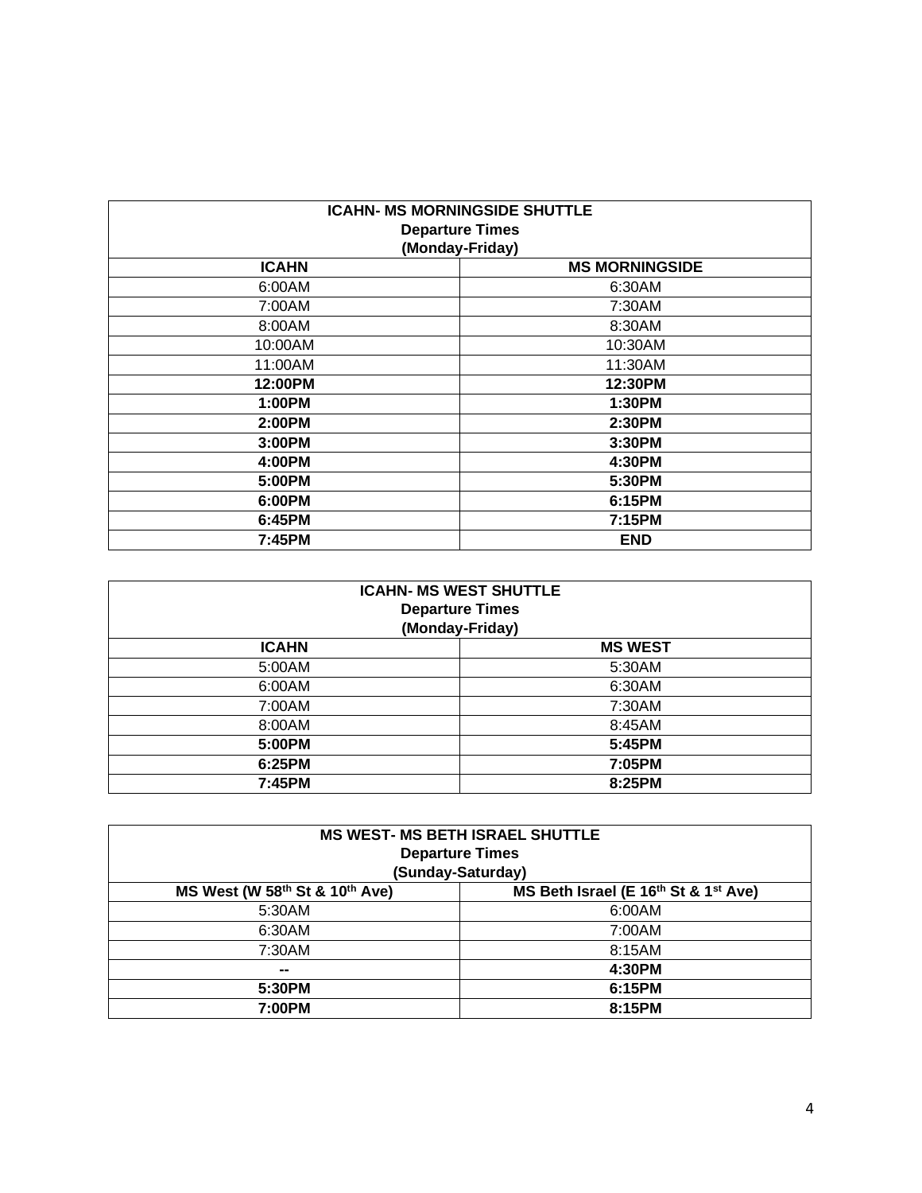| ICAHN- MS MORNINGSIDE SHUTTLE<br>Departure Times<br>(Monday-Friday) | |
|---|---|
| **ICAHN** | **MS MORNINGSIDE** |
| 6:00AM | 6:30AM |
| 7:00AM | 7:30AM |
| 8:00AM | 8:30AM |
| 10:00AM | 10:30AM |
| 11:00AM | 11:30AM |
| **12:00PM** | **12:30PM** |
| **1:00PM** | **1:30PM** |
| **2:00PM** | **2:30PM** |
| **3:00PM** | **3:30PM** |
| **4:00PM** | **4:30PM** |
| **5:00PM** | **5:30PM** |
| **6:00PM** | **6:15PM** |
| **6:45PM** | **7:15PM** |
| **7:45PM** | **END** |

| ICAHN- MS WEST SHUTTLE<br>Departure Times<br>(Monday-Friday) | |
|---|---|
| **ICAHN** | **MS WEST** |
| 5:00AM | 5:30AM |
| 6:00AM | 6:30AM |
| 7:00AM | 7:30AM |
| 8:00AM | 8:45AM |
| **5:00PM** | **5:45PM** |
| **6:25PM** | **7:05PM** |
| **7:45PM** | **8:25PM** |

| MS WEST- MS BETH ISRAEL SHUTTLE<br>Departure Times<br>(Sunday-Saturday) | |
|---|---|
| **MS West (W 58th St & 10th Ave)** | **MS Beth Israel (E 16th St & 1st Ave)** |
| 5:30AM | 6:00AM |
| 6:30AM | 7:00AM |
| 7:30AM | 8:15AM |
| **--** | **4:30PM** |
| **5:30PM** | **6:15PM** |
| **7:00PM** | **8:15PM** |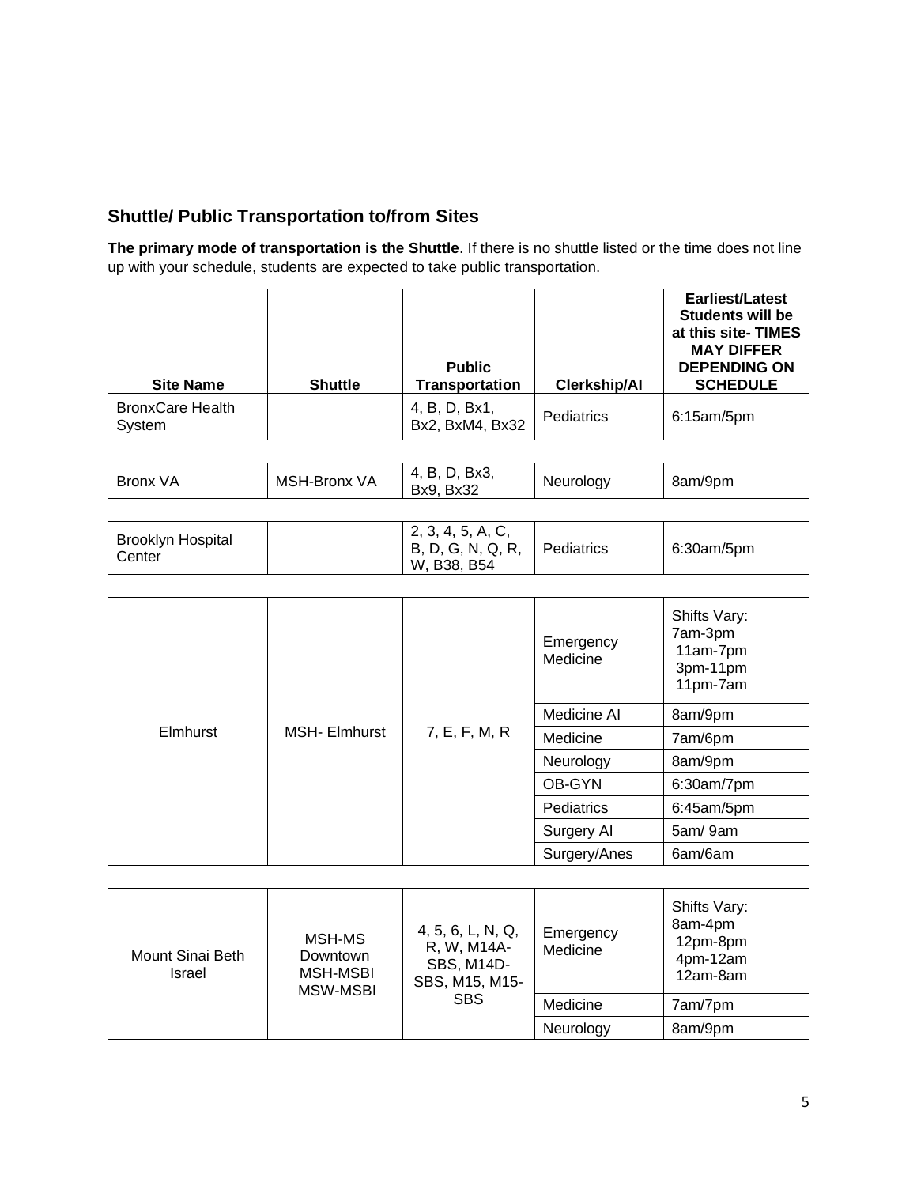## Shuttle/ Public Transportation to/from Sites

**The primary mode of transportation is the Shuttle**. If there is no shuttle listed or the time does not line up with your schedule, students are expected to take public transportation.

| Site Name | Shuttle | Public Transportation | Clerkship/AI | Earliest/Latest Students will be at this site- TIMES MAY DIFFER DEPENDING ON SCHEDULE |
|---|---|---|---|---|
| BronxCare Health System | | 4, B, D, Bx1, Bx2, BxM4, Bx32 | Pediatrics | 6:15am/5pm |
| | | | | |
| Bronx VA | MSH-Bronx VA | 4, B, D, Bx3, Bx9, Bx32 | Neurology | 8am/9pm |
| | | | | |
| Brooklyn Hospital Center | | 2, 3, 4, 5, A, C, B, D, G, N, Q, R, W, B38, B54 | Pediatrics | 6:30am/5pm |
| | | | | |
| Elmhurst | MSH- Elmhurst | 7, E, F, M, R | Emergency Medicine | Shifts Vary: 7am-3pm 11am-7pm 3pm-11pm 11pm-7am |
| | | | Medicine AI | 8am/9pm |
| | | | Medicine | 7am/6pm |
| | | | Neurology | 8am/9pm |
| | | | OB-GYN | 6:30am/7pm |
| | | | Pediatrics | 6:45am/5pm |
| | | | Surgery AI | 5am/ 9am |
| | | | Surgery/Anes | 6am/6am |
| | | | | |
| Mount Sinai Beth Israel | MSH-MS Downtown MSH-MSBI MSW-MSBI | 4, 5, 6, L, N, Q, R, W, M14A-SBS, M14D-SBS, M15, M15-SBS | Emergency Medicine | Shifts Vary: 8am-4pm 12pm-8pm 4pm-12am 12am-8am |
| | | | Medicine | 7am/7pm |
| | | | Neurology | 8am/9pm |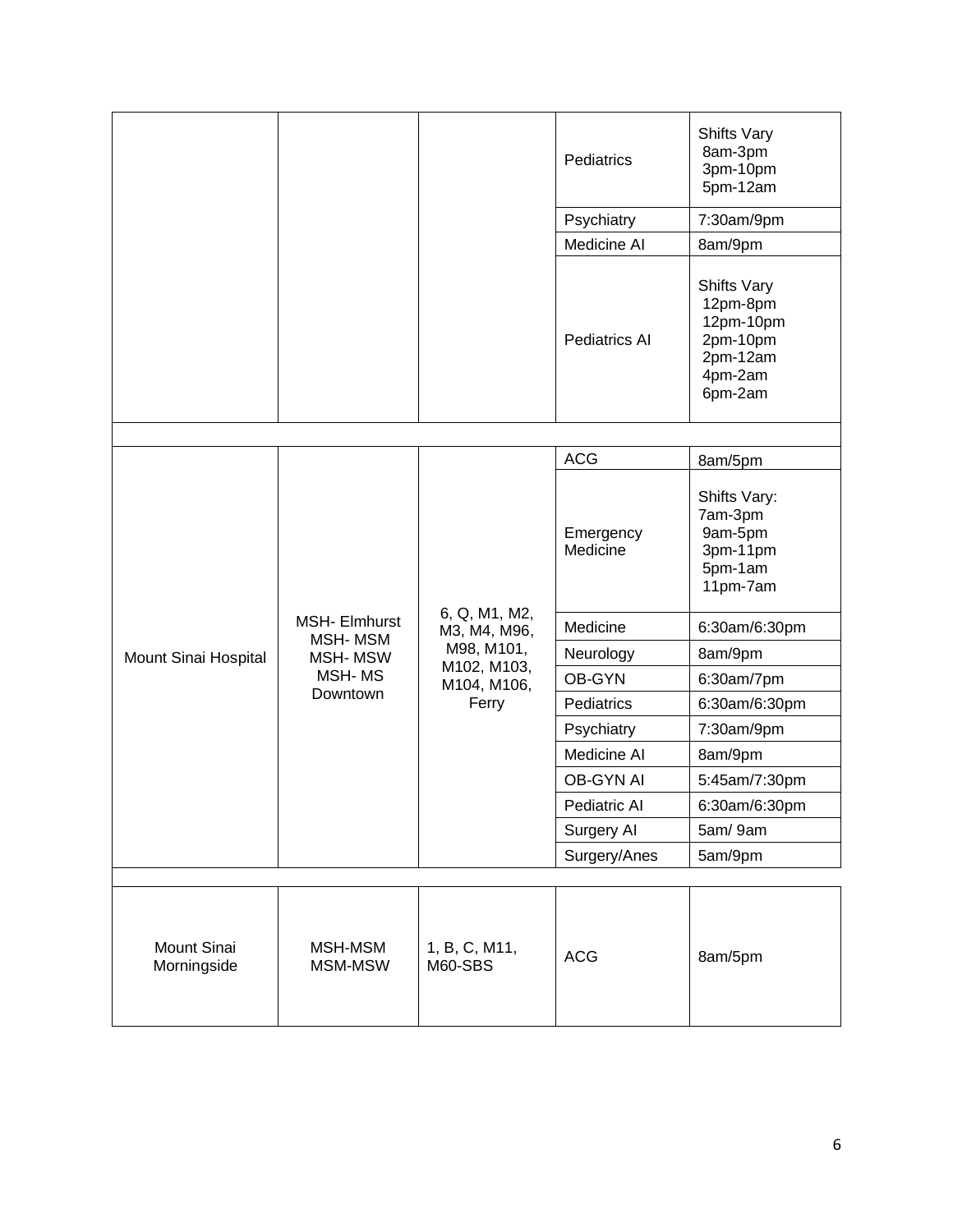| | | | | |
|---|---|---|---|---|
| | | | Pediatrics | Shifts Vary 8am-3pm 3pm-10pm 5pm-12am |
| | | | Psychiatry | 7:30am/9pm |
| | | | Medicine AI | 8am/9pm |
| | | | Pediatrics AI | Shifts Vary 12pm-8pm 12pm-10pm 2pm-10pm 2pm-12am 4pm-2am 6pm-2am |
| | | | | |
| Mount Sinai Hospital | MSH- Elmhurst MSH- MSM MSH- MSW MSH- MS Downtown | 6, Q, M1, M2, M3, M4, M96, M98, M101, M102, M103, M104, M106, Ferry | ACG | 8am/5pm |
| | | | Emergency Medicine | Shifts Vary: 7am-3pm 9am-5pm 3pm-11pm 5pm-1am 11pm-7am |
| | | | Medicine | 6:30am/6:30pm |
| | | | Neurology | 8am/9pm |
| | | | OB-GYN | 6:30am/7pm |
| | | | Pediatrics | 6:30am/6:30pm |
| | | | Psychiatry | 7:30am/9pm |
| | | | Medicine AI | 8am/9pm |
| | | | OB-GYN AI | 5:45am/7:30pm |
| | | | Pediatric AI | 6:30am/6:30pm |
| | | | Surgery AI | 5am/ 9am |
| | | | Surgery/Anes | 5am/9pm |
| | | | | |
| Mount Sinai Morningside | MSH-MSM MSM-MSW | 1, B, C, M11, M60-SBS | ACG | 8am/5pm |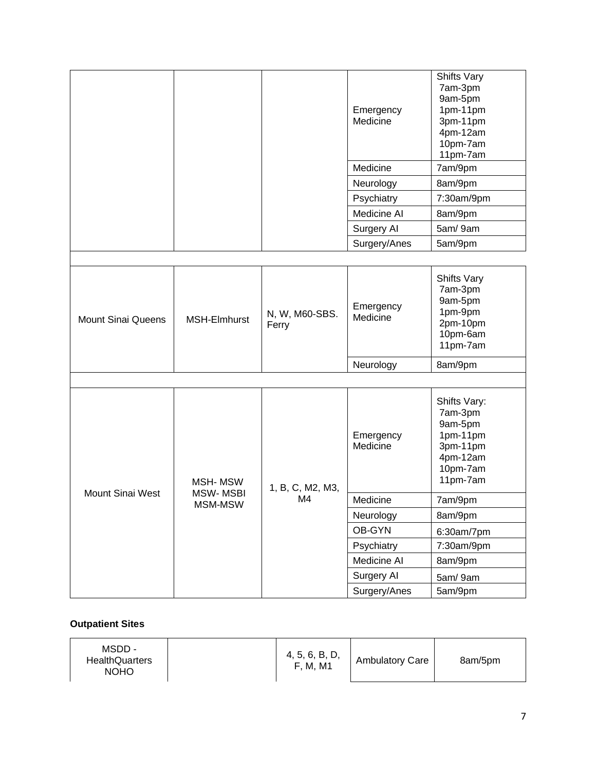| | | | | |
|---|---|---|---|---|
| | | | Emergency Medicine | Shifts Vary 7am-3pm 9am-5pm 1pm-11pm 3pm-11pm 4pm-12am 10pm-7am 11pm-7am |
| | | | Medicine | 7am/9pm |
| | | | Neurology | 8am/9pm |
| | | | Psychiatry | 7:30am/9pm |
| | | | Medicine AI | 8am/9pm |
| | | | Surgery AI | 5am/ 9am |
| | | | Surgery/Anes | 5am/9pm |
| | | | | |
| Mount Sinai Queens | MSH-Elmhurst | N, W, M60-SBS. Ferry | Emergency Medicine | Shifts Vary 7am-3pm 9am-5pm 1pm-9pm 2pm-10pm 10pm-6am 11pm-7am |
| | | | Neurology | 8am/9pm |
| | | | | |
| Mount Sinai West | MSH- MSW MSW- MSBI MSM-MSW | 1, B, C, M2, M3, M4 | Emergency Medicine | Shifts Vary: 7am-3pm 9am-5pm 1pm-11pm 3pm-11pm 4pm-12am 10pm-7am 11pm-7am |
| | | | Medicine | 7am/9pm |
| | | | Neurology | 8am/9pm |
| | | | OB-GYN | 6:30am/7pm |
| | | | Psychiatry | 7:30am/9pm |
| | | | Medicine AI | 8am/9pm |
| | | | Surgery AI | 5am/ 9am |
| | | | Surgery/Anes | 5am/9pm |

**Outpatient Sites**

| | | | | |
|---|---|---|---|---|
| MSDD - HealthQuarters NOHO | | 4, 5, 6, B, D, F, M, M1 | Ambulatory Care | 8am/5pm |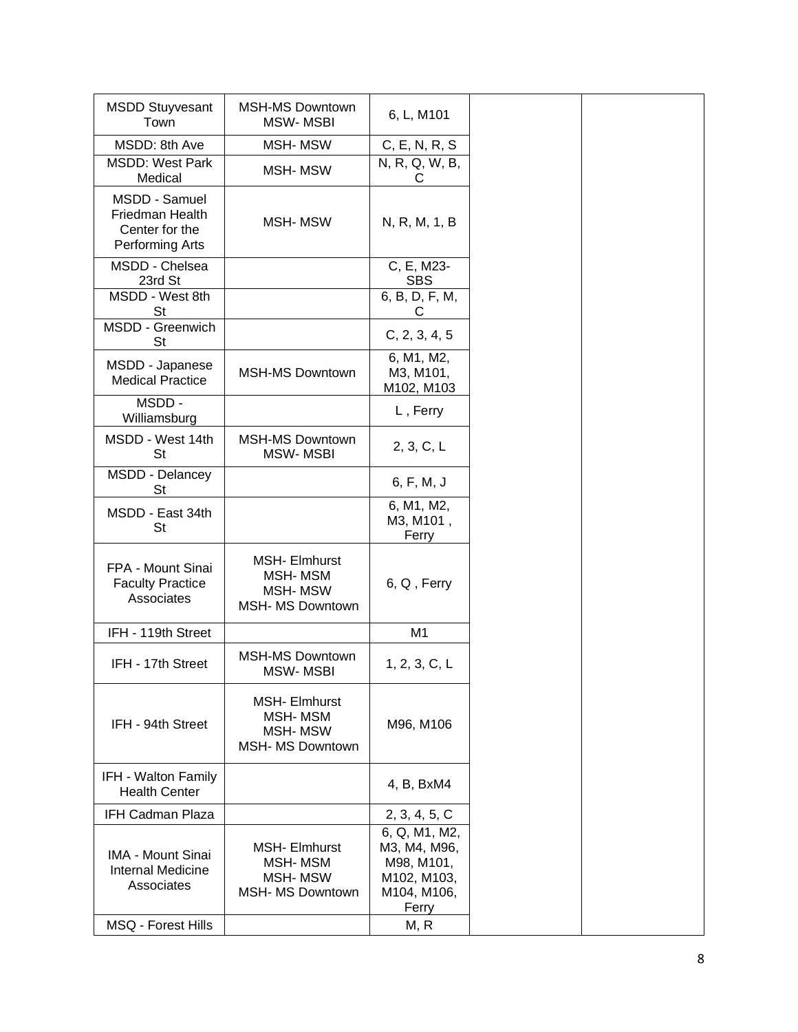| | | | | |
|---|---|---|---|---|
| MSDD Stuyvesant Town | MSH-MS Downtown MSW- MSBI | 6, L, M101 | | |
| MSDD: 8th Ave | MSH- MSW | C, E, N, R, S | | |
| MSDD: West Park Medical | MSH- MSW | N, R, Q, W, B, C | | |
| MSDD - Samuel Friedman Health Center for the Performing Arts | MSH- MSW | N, R, M, 1, B | | |
| MSDD - Chelsea 23rd St | | C, E, M23-SBS | | |
| MSDD - West 8th St | | 6, B, D, F, M, C | | |
| MSDD - Greenwich St | | C, 2, 3, 4, 5 | | |
| MSDD - Japanese Medical Practice | MSH-MS Downtown | 6, M1, M2, M3, M101, M102, M103 | | |
| MSDD - Williamsburg | | L , Ferry | | |
| MSDD - West 14th St | MSH-MS Downtown MSW- MSBI | 2, 3, C, L | | |
| MSDD - Delancey St | | 6, F, M, J | | |
| MSDD - East 34th St | | 6, M1, M2, M3, M101 , Ferry | | |
| FPA - Mount Sinai Faculty Practice Associates | MSH- Elmhurst MSH- MSM MSH- MSW MSH- MS Downtown | 6, Q , Ferry | | |
| IFH - 119th Street | | M1 | | |
| IFH - 17th Street | MSH-MS Downtown MSW- MSBI | 1, 2, 3, C, L | | |
| IFH - 94th Street | MSH- Elmhurst MSH- MSM MSH- MSW MSH- MS Downtown | M96, M106 | | |
| IFH - Walton Family Health Center | | 4, B, BxM4 | | |
| IFH Cadman Plaza | | 2, 3, 4, 5, C | | |
| IMA - Mount Sinai Internal Medicine Associates | MSH- Elmhurst MSH- MSM MSH- MSW MSH- MS Downtown | 6, Q, M1, M2, M3, M4, M96, M98, M101, M102, M103, M104, M106, Ferry | | |
| MSQ - Forest Hills | | M, R | | |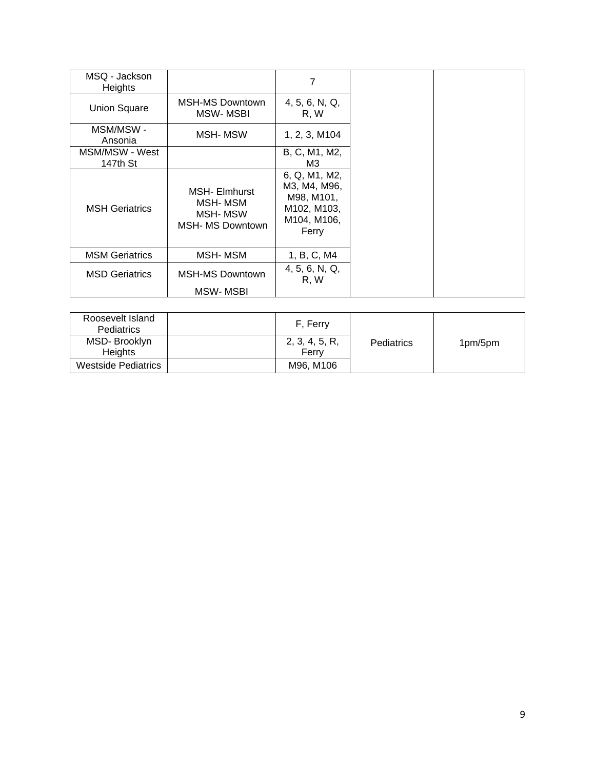| | | | | |
|---|---|---|---|---|
| MSQ - Jackson Heights | | 7 | | |
| Union Square | MSH-MS Downtown MSW- MSBI | 4, 5, 6, N, Q, R, W | | |
| MSM/MSW - Ansonia | MSH- MSW | 1, 2, 3, M104 | | |
| MSM/MSW - West 147th St | | B, C, M1, M2, M3 | | |
| MSH Geriatrics | MSH- Elmhurst MSH- MSM MSH- MSW MSH- MS Downtown | 6, Q, M1, M2, M3, M4, M96, M98, M101, M102, M103, M104, M106, Ferry | | |
| MSM Geriatrics | MSH- MSM | 1, B, C, M4 | | |
| MSD Geriatrics | MSH-MS Downtown MSW- MSBI | 4, 5, 6, N, Q, R, W | | |

| | | | | |
|---|---|---|---|---|
| Roosevelt Island Pediatrics | | F, Ferry | Pediatrics | 1pm/5pm |
| MSD- Brooklyn Heights | | 2, 3, 4, 5, R, Ferry | | |
| Westside Pediatrics | | M96, M106 | | |